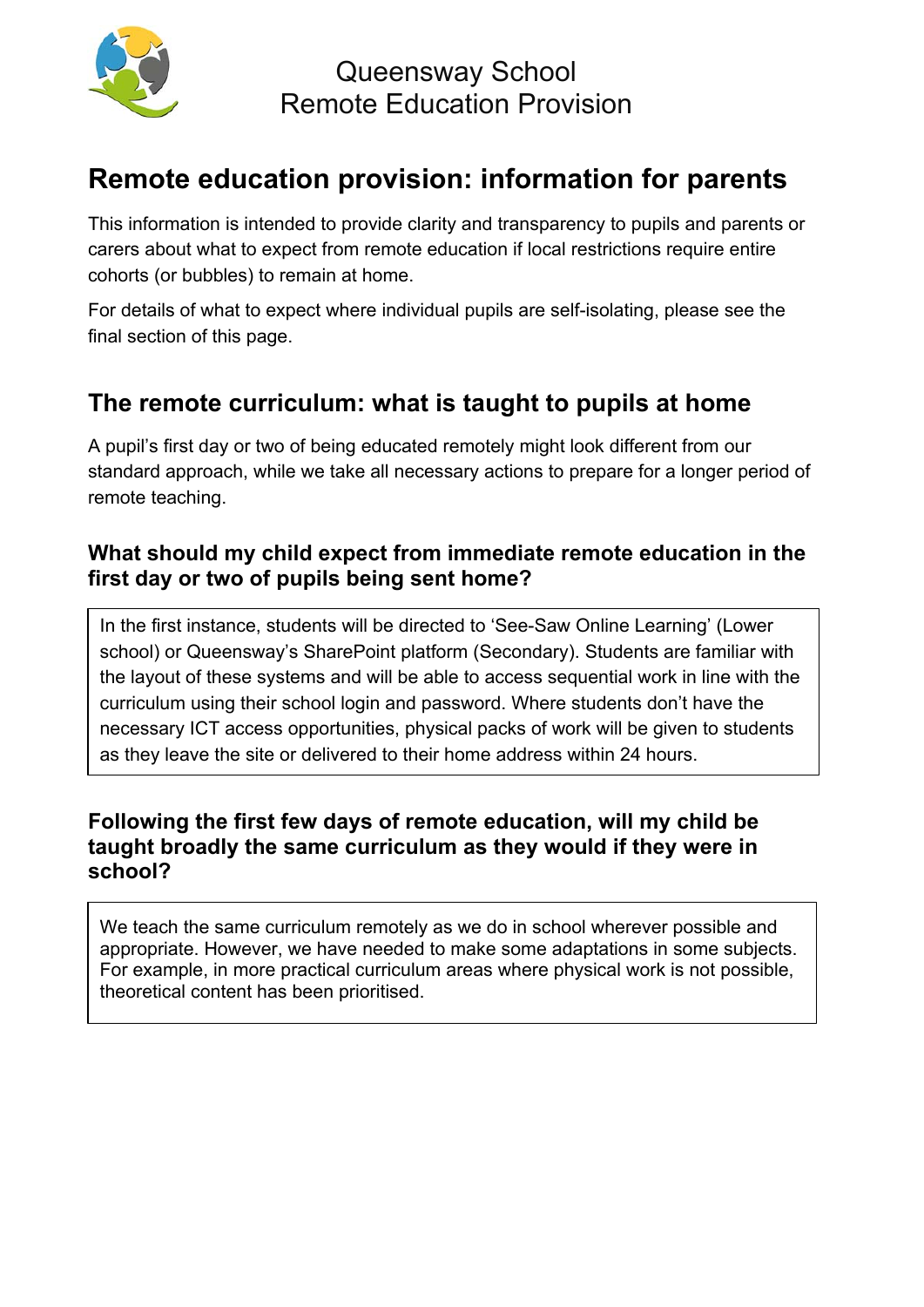Queensway School
Remote Education Provision

# Remote education provision: information for parents

This information is intended to provide clarity and transparency to pupils and parents or carers about what to expect from remote education if local restrictions require entire cohorts (or bubbles) to remain at home.

For details of what to expect where individual pupils are self-isolating, please see the final section of this page.

## The remote curriculum: what is taught to pupils at home

A pupil's first day or two of being educated remotely might look different from our standard approach, while we take all necessary actions to prepare for a longer period of remote teaching.

### What should my child expect from immediate remote education in the first day or two of pupils being sent home?

In the first instance, students will be directed to 'See-Saw Online Learning' (Lower school) or Queensway's SharePoint platform (Secondary). Students are familiar with the layout of these systems and will be able to access sequential work in line with the curriculum using their school login and password. Where students don't have the necessary ICT access opportunities, physical packs of work will be given to students as they leave the site or delivered to their home address within 24 hours.

### Following the first few days of remote education, will my child be taught broadly the same curriculum as they would if they were in school?

We teach the same curriculum remotely as we do in school wherever possible and appropriate. However, we have needed to make some adaptations in some subjects. For example, in more practical curriculum areas where physical work is not possible, theoretical content has been prioritised.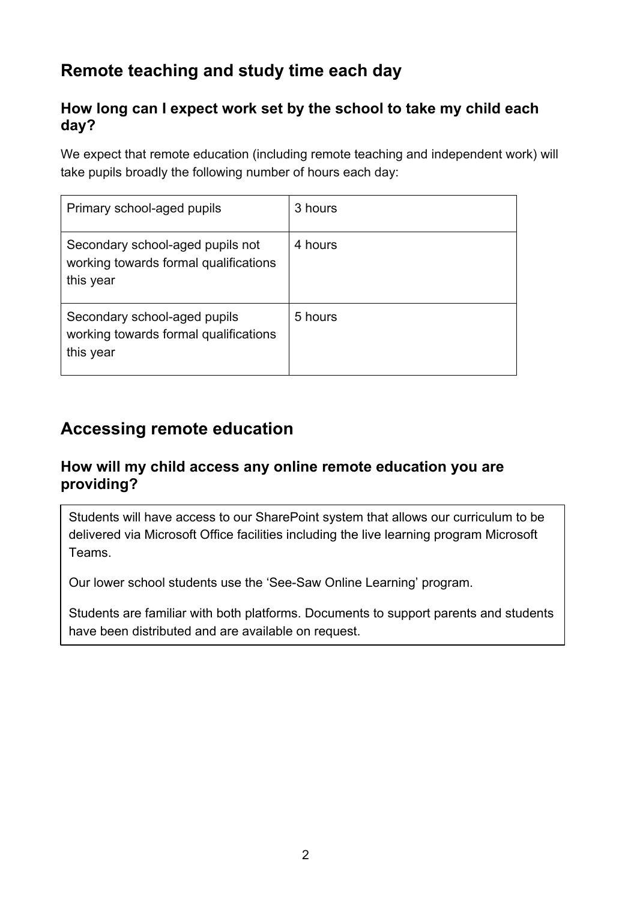## Remote teaching and study time each day

### How long can I expect work set by the school to take my child each day?

We expect that remote education (including remote teaching and independent work) will take pupils broadly the following number of hours each day:

| | |
|---|---|
| Primary school-aged pupils | 3 hours |
| Secondary school-aged pupils not working towards formal qualifications this year | 4 hours |
| Secondary school-aged pupils working towards formal qualifications this year | 5 hours |

## Accessing remote education

### How will my child access any online remote education you are providing?

Students will have access to our SharePoint system that allows our curriculum to be delivered via Microsoft Office facilities including the live learning program Microsoft Teams.

Our lower school students use the 'See-Saw Online Learning' program.

Students are familiar with both platforms. Documents to support parents and students have been distributed and are available on request.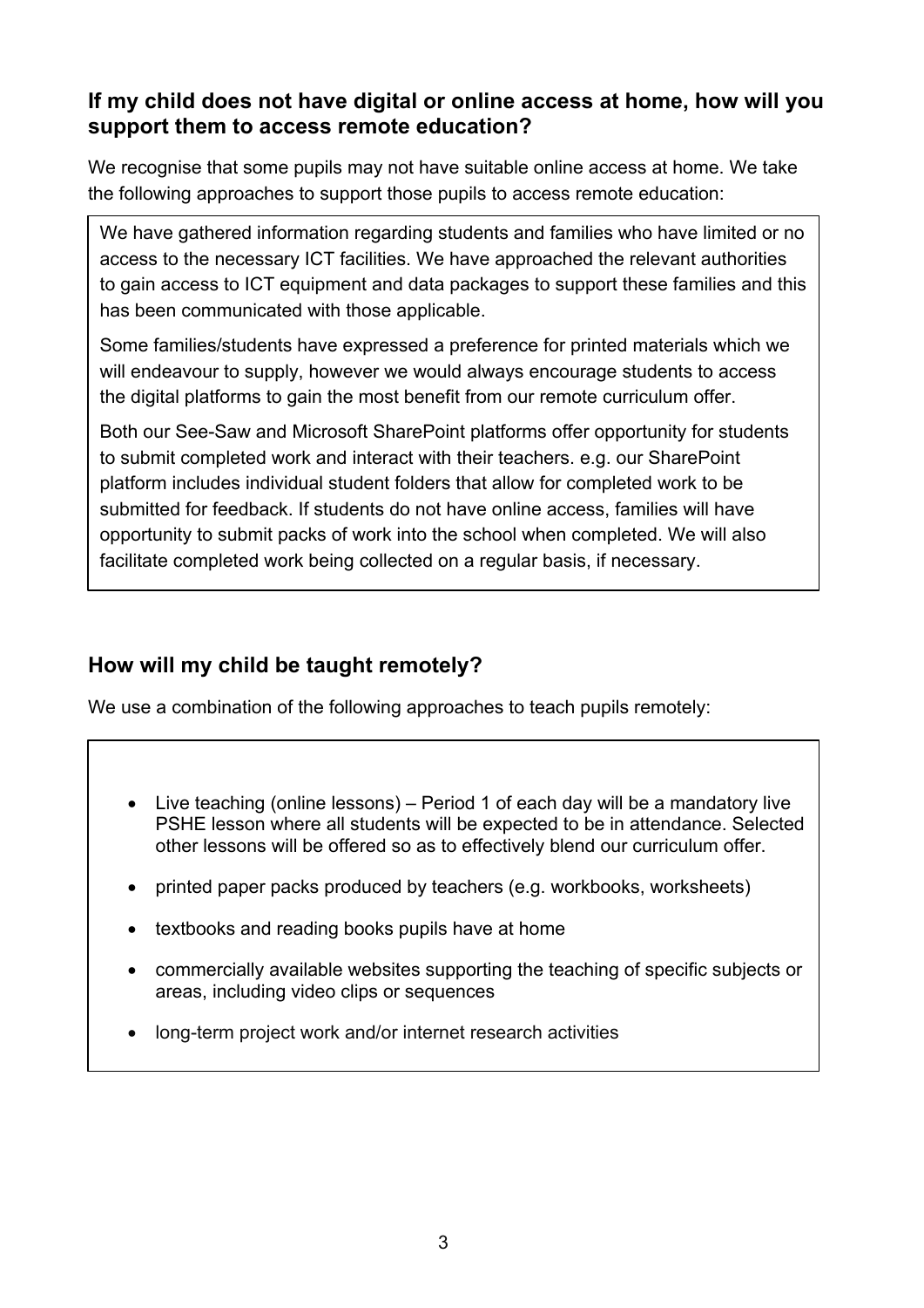### If my child does not have digital or online access at home, how will you support them to access remote education?

We recognise that some pupils may not have suitable online access at home. We take the following approaches to support those pupils to access remote education:

We have gathered information regarding students and families who have limited or no access to the necessary ICT facilities. We have approached the relevant authorities to gain access to ICT equipment and data packages to support these families and this has been communicated with those applicable.

Some families/students have expressed a preference for printed materials which we will endeavour to supply, however we would always encourage students to access the digital platforms to gain the most benefit from our remote curriculum offer.

Both our See-Saw and Microsoft SharePoint platforms offer opportunity for students to submit completed work and interact with their teachers. e.g. our SharePoint platform includes individual student folders that allow for completed work to be submitted for feedback. If students do not have online access, families will have opportunity to submit packs of work into the school when completed. We will also facilitate completed work being collected on a regular basis, if necessary.

### How will my child be taught remotely?

We use a combination of the following approaches to teach pupils remotely:

- Live teaching (online lessons) – Period 1 of each day will be a mandatory live PSHE lesson where all students will be expected to be in attendance. Selected other lessons will be offered so as to effectively blend our curriculum offer.
- printed paper packs produced by teachers (e.g. workbooks, worksheets)
- textbooks and reading books pupils have at home
- commercially available websites supporting the teaching of specific subjects or areas, including video clips or sequences
- long-term project work and/or internet research activities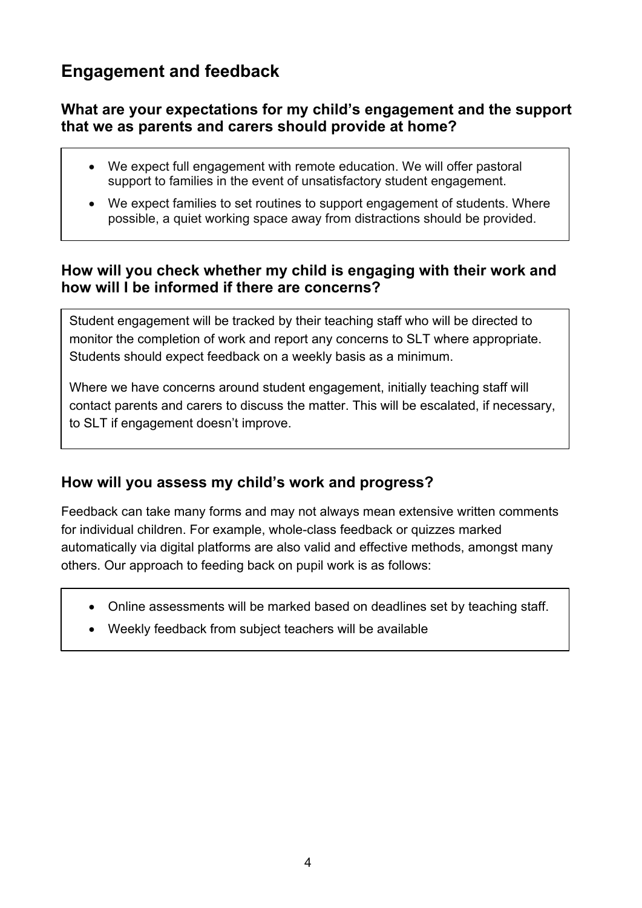## Engagement and feedback

### What are your expectations for my child's engagement and the support that we as parents and carers should provide at home?

- We expect full engagement with remote education. We will offer pastoral support to families in the event of unsatisfactory student engagement.
- We expect families to set routines to support engagement of students. Where possible, a quiet working space away from distractions should be provided.

### How will you check whether my child is engaging with their work and how will I be informed if there are concerns?

Student engagement will be tracked by their teaching staff who will be directed to monitor the completion of work and report any concerns to SLT where appropriate. Students should expect feedback on a weekly basis as a minimum.

Where we have concerns around student engagement, initially teaching staff will contact parents and carers to discuss the matter. This will be escalated, if necessary, to SLT if engagement doesn't improve.

### How will you assess my child's work and progress?

Feedback can take many forms and may not always mean extensive written comments for individual children. For example, whole-class feedback or quizzes marked automatically via digital platforms are also valid and effective methods, amongst many others. Our approach to feeding back on pupil work is as follows:

- Online assessments will be marked based on deadlines set by teaching staff.
- Weekly feedback from subject teachers will be available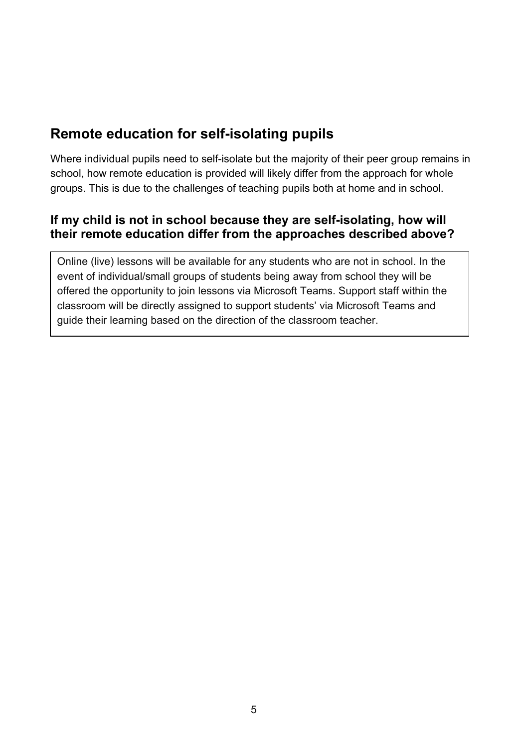## Remote education for self-isolating pupils

Where individual pupils need to self-isolate but the majority of their peer group remains in school, how remote education is provided will likely differ from the approach for whole groups. This is due to the challenges of teaching pupils both at home and in school.

### If my child is not in school because they are self-isolating, how will their remote education differ from the approaches described above?

Online (live) lessons will be available for any students who are not in school. In the event of individual/small groups of students being away from school they will be offered the opportunity to join lessons via Microsoft Teams. Support staff within the classroom will be directly assigned to support students' via Microsoft Teams and guide their learning based on the direction of the classroom teacher.